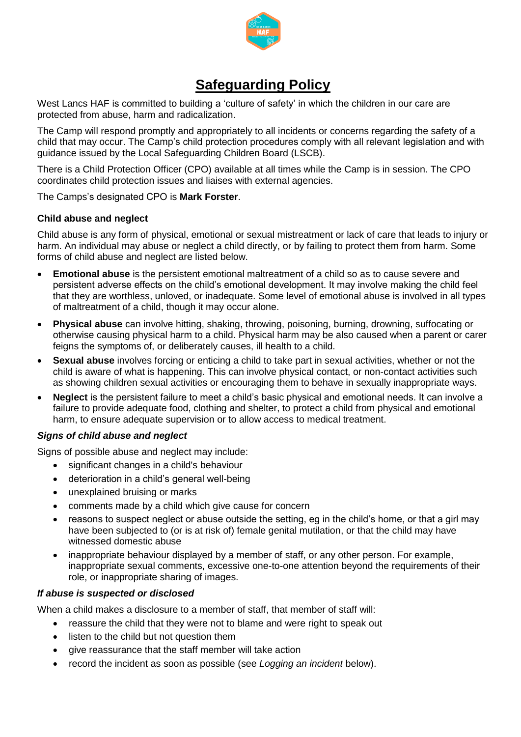# Safeguarding Policy

West Lancs HAF is committed to building a 'culture of safety' in which the children in our care are protected from abuse, harm and radicalization.

The Camp will respond promptly and appropriately to all incidents or concerns regarding the safety of a child that may occur. The Camp's child protection procedures comply with all relevant legislation and with guidance issued by the Local Safeguarding Children Board (LSCB).

There is a Child Protection Officer (CPO) available at all times while the Camp is in session. The CPO coordinates child protection issues and liaises with external agencies.

The Camps's designated CPO is **Mark Forster**.

### Child abuse and neglect

Child abuse is any form of physical, emotional or sexual mistreatment or lack of care that leads to injury or harm. An individual may abuse or neglect a child directly, or by failing to protect them from harm. Some forms of child abuse and neglect are listed below.

- **Emotional abuse** is the persistent emotional maltreatment of a child so as to cause severe and persistent adverse effects on the child's emotional development. It may involve making the child feel that they are worthless, unloved, or inadequate. Some level of emotional abuse is involved in all types of maltreatment of a child, though it may occur alone.
- **Physical abuse** can involve hitting, shaking, throwing, poisoning, burning, drowning, suffocating or otherwise causing physical harm to a child. Physical harm may be also caused when a parent or carer feigns the symptoms of, or deliberately causes, ill health to a child.
- **Sexual abuse** involves forcing or enticing a child to take part in sexual activities, whether or not the child is aware of what is happening. This can involve physical contact, or non-contact activities such as showing children sexual activities or encouraging them to behave in sexually inappropriate ways.
- **Neglect** is the persistent failure to meet a child's basic physical and emotional needs. It can involve a failure to provide adequate food, clothing and shelter, to protect a child from physical and emotional harm, to ensure adequate supervision or to allow access to medical treatment.

#### *Signs of child abuse and neglect*

Signs of possible abuse and neglect may include:

- significant changes in a child's behaviour
- deterioration in a child's general well-being
- unexplained bruising or marks
- comments made by a child which give cause for concern
- reasons to suspect neglect or abuse outside the setting, eg in the child's home, or that a girl may have been subjected to (or is at risk of) female genital mutilation, or that the child may have witnessed domestic abuse
- inappropriate behaviour displayed by a member of staff, or any other person. For example, inappropriate sexual comments, excessive one-to-one attention beyond the requirements of their role, or inappropriate sharing of images.

#### *If abuse is suspected or disclosed*

When a child makes a disclosure to a member of staff, that member of staff will:

- reassure the child that they were not to blame and were right to speak out
- listen to the child but not question them
- give reassurance that the staff member will take action
- record the incident as soon as possible (see *Logging an incident* below).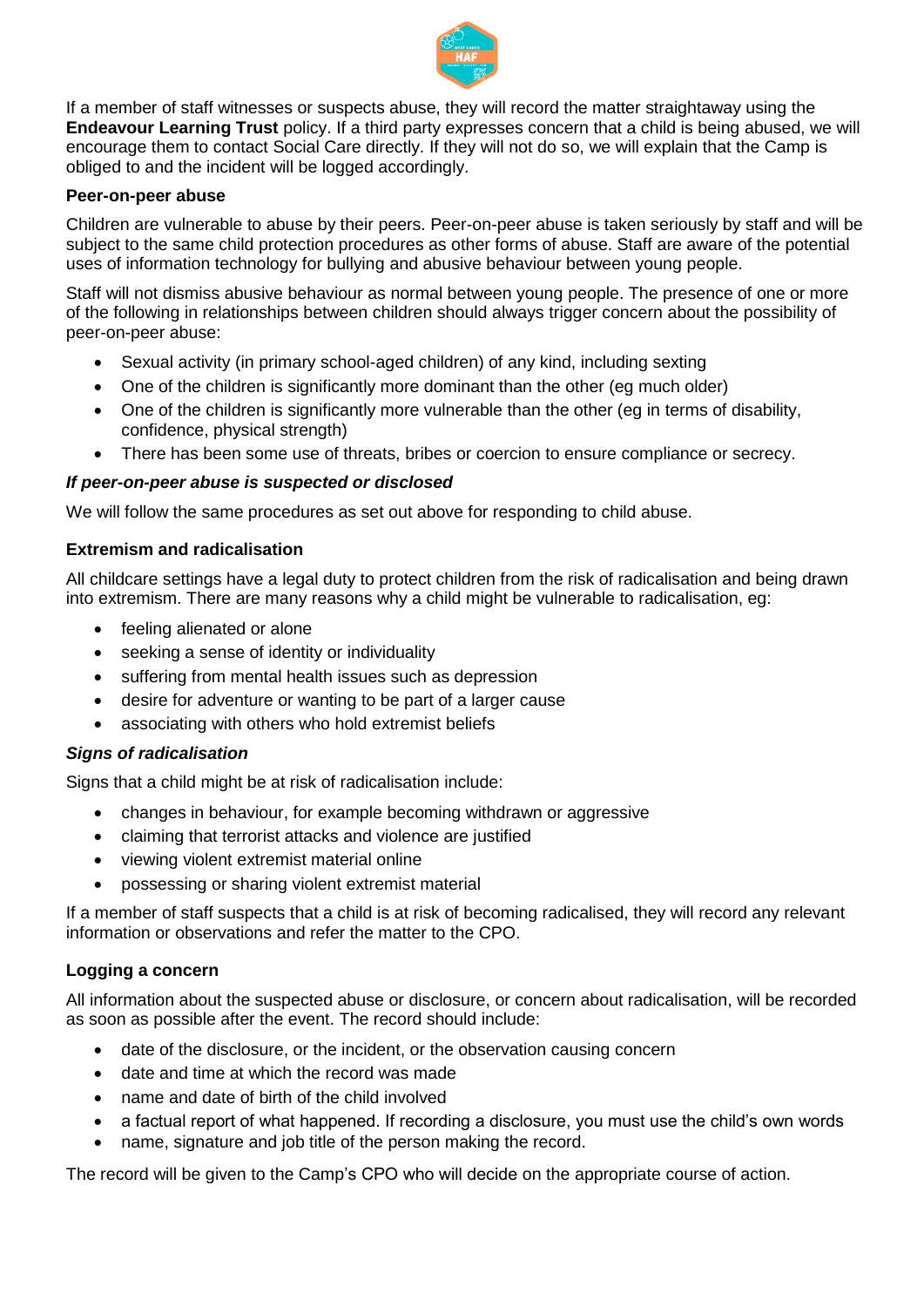If a member of staff witnesses or suspects abuse, they will record the matter straightaway using the **Endeavour Learning Trust** policy. If a third party expresses concern that a child is being abused, we will encourage them to contact Social Care directly. If they will not do so, we will explain that the Camp is obliged to and the incident will be logged accordingly.

**Peer-on-peer abuse**

Children are vulnerable to abuse by their peers. Peer-on-peer abuse is taken seriously by staff and will be subject to the same child protection procedures as other forms of abuse. Staff are aware of the potential uses of information technology for bullying and abusive behaviour between young people.

Staff will not dismiss abusive behaviour as normal between young people. The presence of one or more of the following in relationships between children should always trigger concern about the possibility of peer-on-peer abuse:

- Sexual activity (in primary school-aged children) of any kind, including sexting
- One of the children is significantly more dominant than the other (eg much older)
- One of the children is significantly more vulnerable than the other (eg in terms of disability, confidence, physical strength)
- There has been some use of threats, bribes or coercion to ensure compliance or secrecy.

***If peer-on-peer abuse is suspected or disclosed***

We will follow the same procedures as set out above for responding to child abuse.

**Extremism and radicalisation**

All childcare settings have a legal duty to protect children from the risk of radicalisation and being drawn into extremism. There are many reasons why a child might be vulnerable to radicalisation, eg:

- feeling alienated or alone
- seeking a sense of identity or individuality
- suffering from mental health issues such as depression
- desire for adventure or wanting to be part of a larger cause
- associating with others who hold extremist beliefs

***Signs of radicalisation***

Signs that a child might be at risk of radicalisation include:

- changes in behaviour, for example becoming withdrawn or aggressive
- claiming that terrorist attacks and violence are justified
- viewing violent extremist material online
- possessing or sharing violent extremist material

If a member of staff suspects that a child is at risk of becoming radicalised, they will record any relevant information or observations and refer the matter to the CPO.

**Logging a concern**

All information about the suspected abuse or disclosure, or concern about radicalisation, will be recorded as soon as possible after the event. The record should include:

- date of the disclosure, or the incident, or the observation causing concern
- date and time at which the record was made
- name and date of birth of the child involved
- a factual report of what happened. If recording a disclosure, you must use the child's own words
- name, signature and job title of the person making the record.

The record will be given to the Camp's CPO who will decide on the appropriate course of action.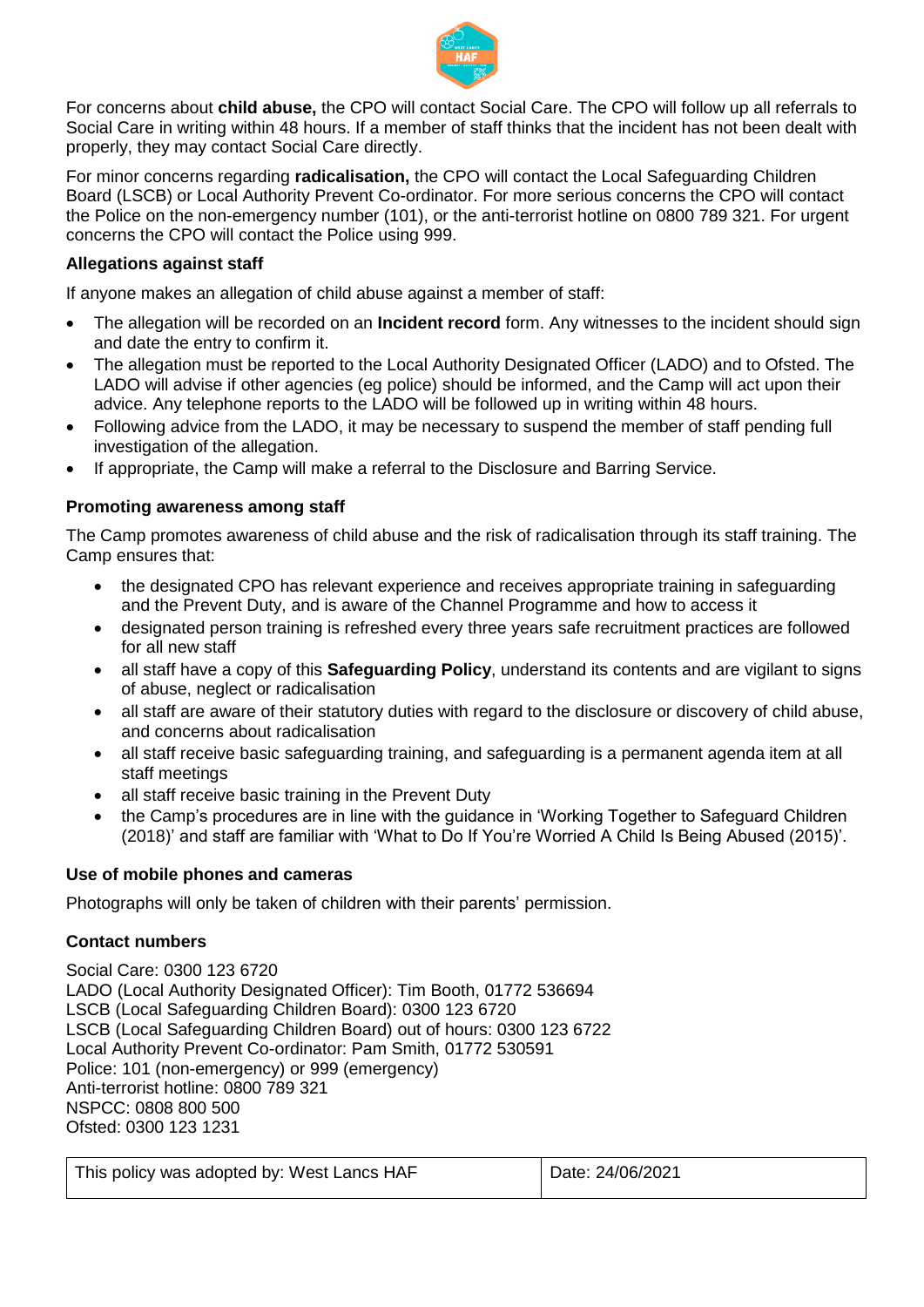For concerns about **child abuse,** the CPO will contact Social Care. The CPO will follow up all referrals to Social Care in writing within 48 hours. If a member of staff thinks that the incident has not been dealt with properly, they may contact Social Care directly.

For minor concerns regarding **radicalisation,** the CPO will contact the Local Safeguarding Children Board (LSCB) or Local Authority Prevent Co-ordinator. For more serious concerns the CPO will contact the Police on the non-emergency number (101), or the anti-terrorist hotline on 0800 789 321. For urgent concerns the CPO will contact the Police using 999.

**Allegations against staff**

If anyone makes an allegation of child abuse against a member of staff:

- The allegation will be recorded on an **Incident record** form. Any witnesses to the incident should sign and date the entry to confirm it.
- The allegation must be reported to the Local Authority Designated Officer (LADO) and to Ofsted. The LADO will advise if other agencies (eg police) should be informed, and the Camp will act upon their advice. Any telephone reports to the LADO will be followed up in writing within 48 hours.
- Following advice from the LADO, it may be necessary to suspend the member of staff pending full investigation of the allegation.
- If appropriate, the Camp will make a referral to the Disclosure and Barring Service.

**Promoting awareness among staff**

The Camp promotes awareness of child abuse and the risk of radicalisation through its staff training. The Camp ensures that:

- the designated CPO has relevant experience and receives appropriate training in safeguarding and the Prevent Duty, and is aware of the Channel Programme and how to access it
- designated person training is refreshed every three years safe recruitment practices are followed for all new staff
- all staff have a copy of this **Safeguarding Policy**, understand its contents and are vigilant to signs of abuse, neglect or radicalisation
- all staff are aware of their statutory duties with regard to the disclosure or discovery of child abuse, and concerns about radicalisation
- all staff receive basic safeguarding training, and safeguarding is a permanent agenda item at all staff meetings
- all staff receive basic training in the Prevent Duty
- the Camp's procedures are in line with the guidance in 'Working Together to Safeguard Children (2018)' and staff are familiar with 'What to Do If You're Worried A Child Is Being Abused (2015)'.

**Use of mobile phones and cameras**

Photographs will only be taken of children with their parents' permission.

**Contact numbers**

Social Care: 0300 123 6720
LADO (Local Authority Designated Officer): Tim Booth, 01772 536694
LSCB (Local Safeguarding Children Board): 0300 123 6720
LSCB (Local Safeguarding Children Board) out of hours: 0300 123 6722
Local Authority Prevent Co-ordinator: Pam Smith, 01772 530591
Police: 101 (non-emergency) or 999 (emergency)
Anti-terrorist hotline: 0800 789 321
NSPCC: 0808 800 500
Ofsted: 0300 123 1231

| This policy was adopted by: West Lancs HAF | Date: 24/06/2021 |
| --- | --- |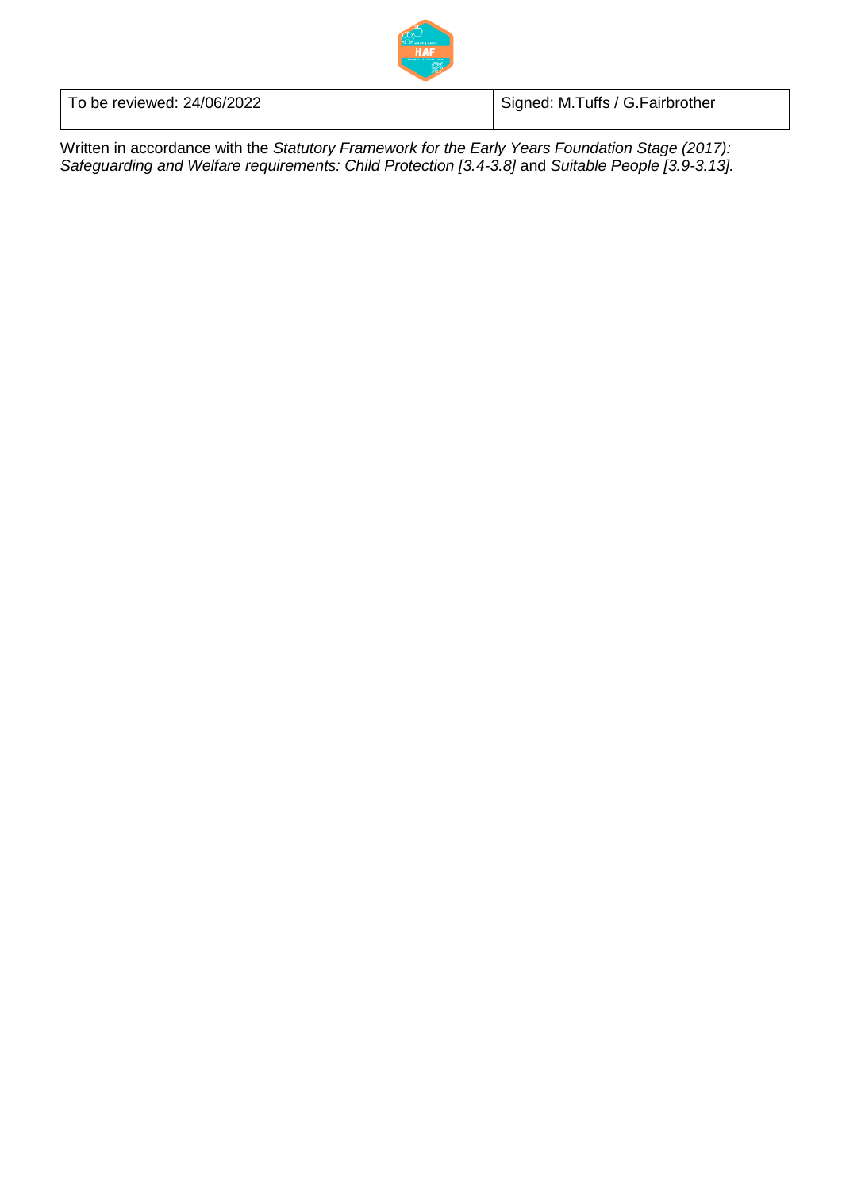| | |
|---|---|
| To be reviewed: 24/06/2022 | Signed: M.Tuffs / G.Fairbrother |

Written in accordance with the *Statutory Framework for the Early Years Foundation Stage (2017): Safeguarding and Welfare requirements: Child Protection [3.4-3.8]* and *Suitable People [3.9-3.13].*